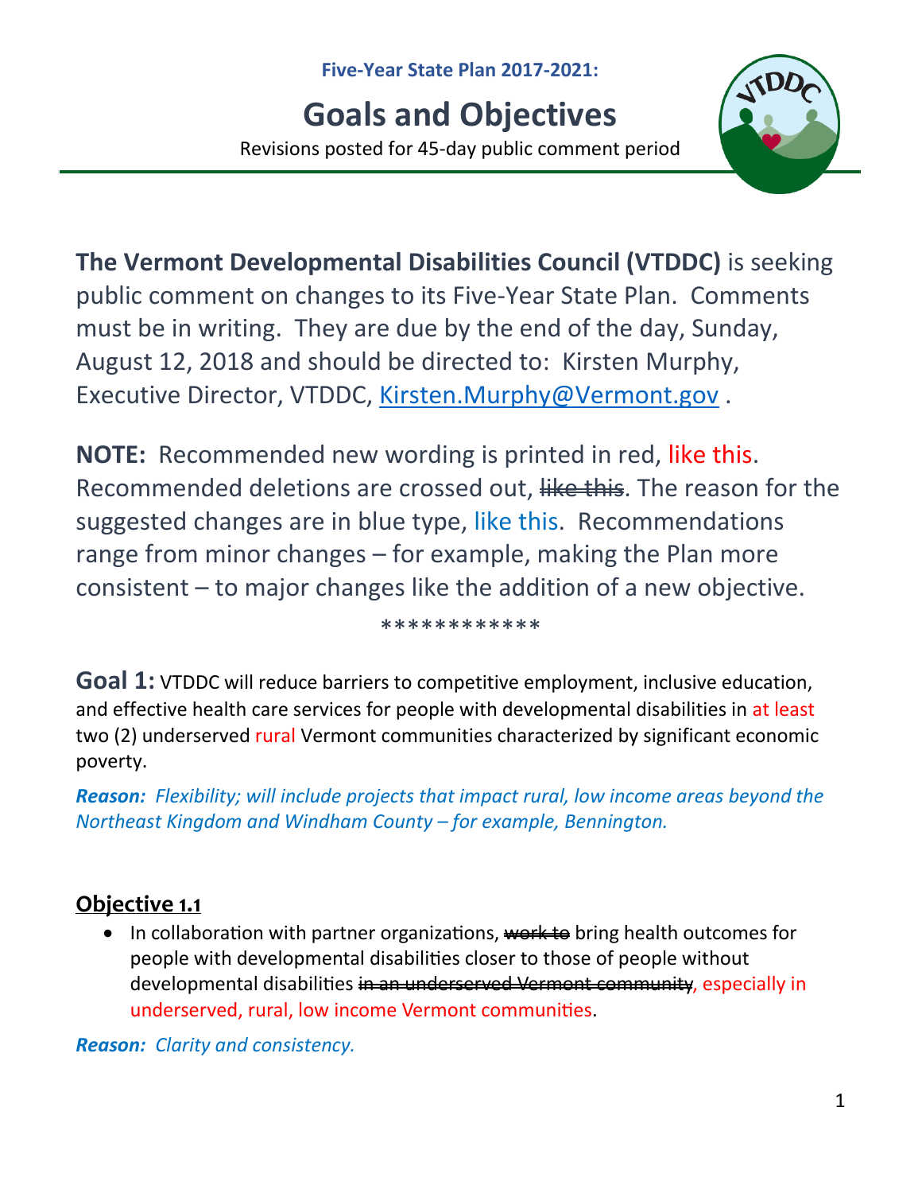**Five-Year State Plan 2017-2021:**

# Goals and Objectives

Revisions posted for 45-day public comment period

**The Vermont Developmental Disabilities Council (VTDDC)** is seeking public comment on changes to its Five-Year State Plan. Comments must be in writing. They are due by the end of the day, Sunday, August 12, 2018 and should be directed to: Kirsten Murphy, Executive Director, VTDDC, Kirsten.Murphy@Vermont.gov .

**NOTE:** Recommended new wording is printed in red, like this. Recommended deletions are crossed out, ~~like this~~. The reason for the suggested changes are in blue type, like this. Recommendations range from minor changes – for example, making the Plan more consistent – to major changes like the addition of a new objective.

\*\*\*\*\*\*\*\*\*\*\*\*

**Goal 1:** VTDDC will reduce barriers to competitive employment, inclusive education, and effective health care services for people with developmental disabilities in at least two (2) underserved rural Vermont communities characterized by significant economic poverty.

***Reason:*** *Flexibility; will include projects that impact rural, low income areas beyond the Northeast Kingdom and Windham County – for example, Bennington.*

## Objective 1.1

- In collaboration with partner organizations, ~~work to~~ bring health outcomes for people with developmental disabilities closer to those of people without developmental disabilities ~~in an underserved Vermont community~~, especially in underserved, rural, low income Vermont communities.

***Reason:*** *Clarity and consistency.*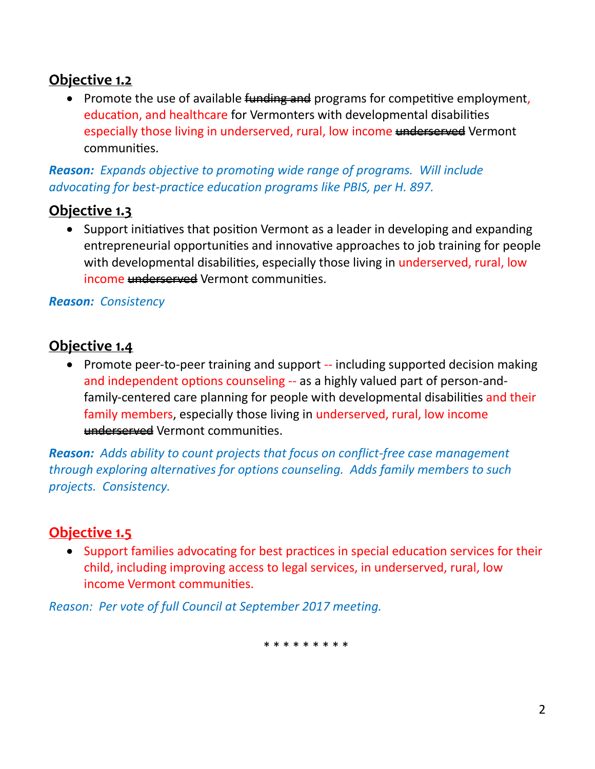## Objective 1.2

- Promote the use of available ~~funding and~~ programs for competitive employment, education, and healthcare for Vermonters with developmental disabilities especially those living in underserved, rural, low income ~~underserved~~ Vermont communities.

***Reason:** Expands objective to promoting wide range of programs. Will include advocating for best-practice education programs like PBIS, per H. 897.*

## Objective 1.3

- Support initiatives that position Vermont as a leader in developing and expanding entrepreneurial opportunities and innovative approaches to job training for people with developmental disabilities, especially those living in underserved, rural, low income ~~underserved~~ Vermont communities.

***Reason:** Consistency*

## Objective 1.4

- Promote peer-to-peer training and support -- including supported decision making and independent options counseling -- as a highly valued part of person-and-family-centered care planning for people with developmental disabilities and their family members, especially those living in underserved, rural, low income ~~underserved~~ Vermont communities.

***Reason:** Adds ability to count projects that focus on conflict-free case management through exploring alternatives for options counseling. Adds family members to such projects. Consistency.*

## Objective 1.5

- Support families advocating for best practices in special education services for their child, including improving access to legal services, in underserved, rural, low income Vermont communities.

*Reason: Per vote of full Council at September 2017 meeting.*

\* \* \* \* \* \* \* \* \*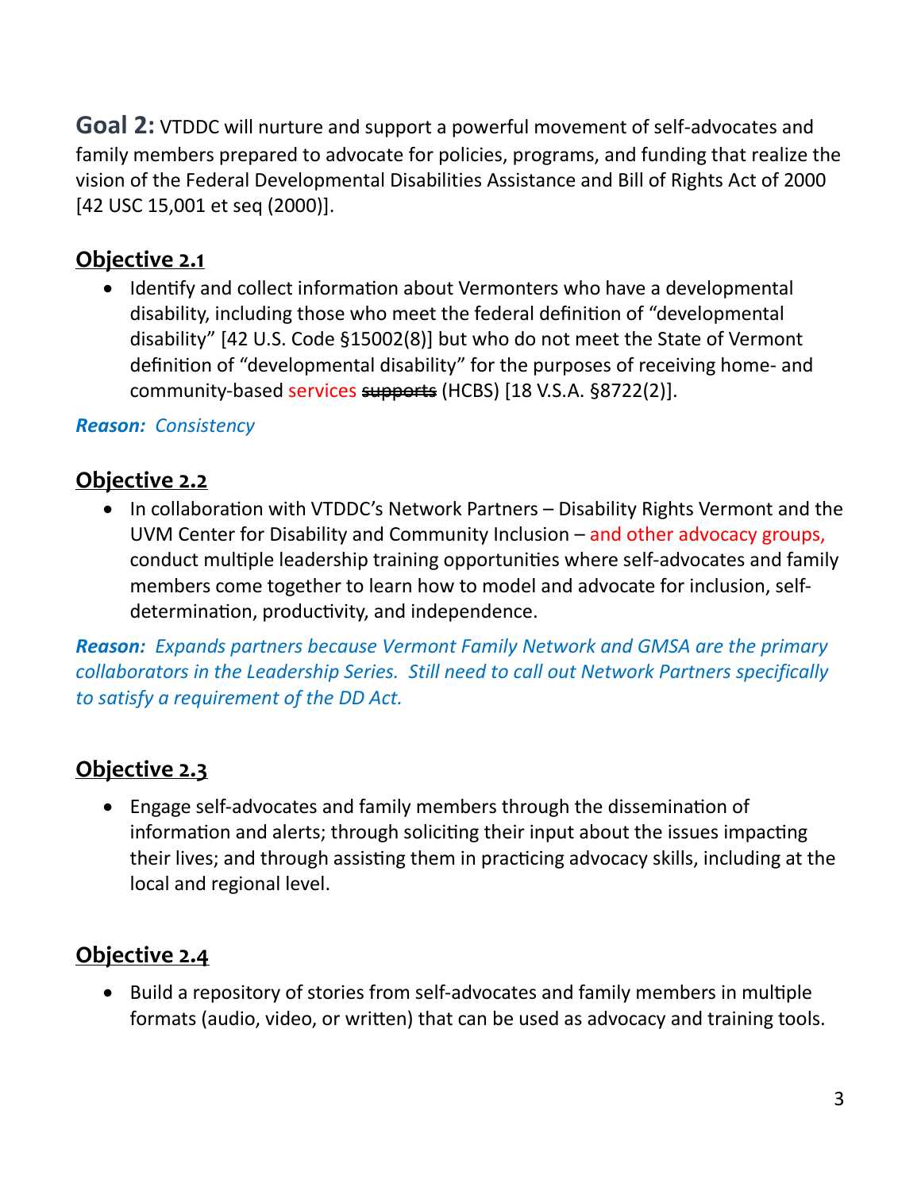**Goal 2:** VTDDC will nurture and support a powerful movement of self-advocates and family members prepared to advocate for policies, programs, and funding that realize the vision of the Federal Developmental Disabilities Assistance and Bill of Rights Act of 2000 [42 USC 15,001 et seq (2000)].

## Objective 2.1

- Identify and collect information about Vermonters who have a developmental disability, including those who meet the federal definition of "developmental disability" [42 U.S. Code §15002(8)] but who do not meet the State of Vermont definition of "developmental disability" for the purposes of receiving home- and community-based services ~~supports~~ (HCBS) [18 V.S.A. §8722(2)].

***Reason:*** *Consistency*

## Objective 2.2

- In collaboration with VTDDC's Network Partners – Disability Rights Vermont and the UVM Center for Disability and Community Inclusion – and other advocacy groups, conduct multiple leadership training opportunities where self-advocates and family members come together to learn how to model and advocate for inclusion, self-determination, productivity, and independence.

***Reason:*** *Expands partners because Vermont Family Network and GMSA are the primary collaborators in the Leadership Series. Still need to call out Network Partners specifically to satisfy a requirement of the DD Act.*

## Objective 2.3

- Engage self-advocates and family members through the dissemination of information and alerts; through soliciting their input about the issues impacting their lives; and through assisting them in practicing advocacy skills, including at the local and regional level.

## Objective 2.4

- Build a repository of stories from self-advocates and family members in multiple formats (audio, video, or written) that can be used as advocacy and training tools.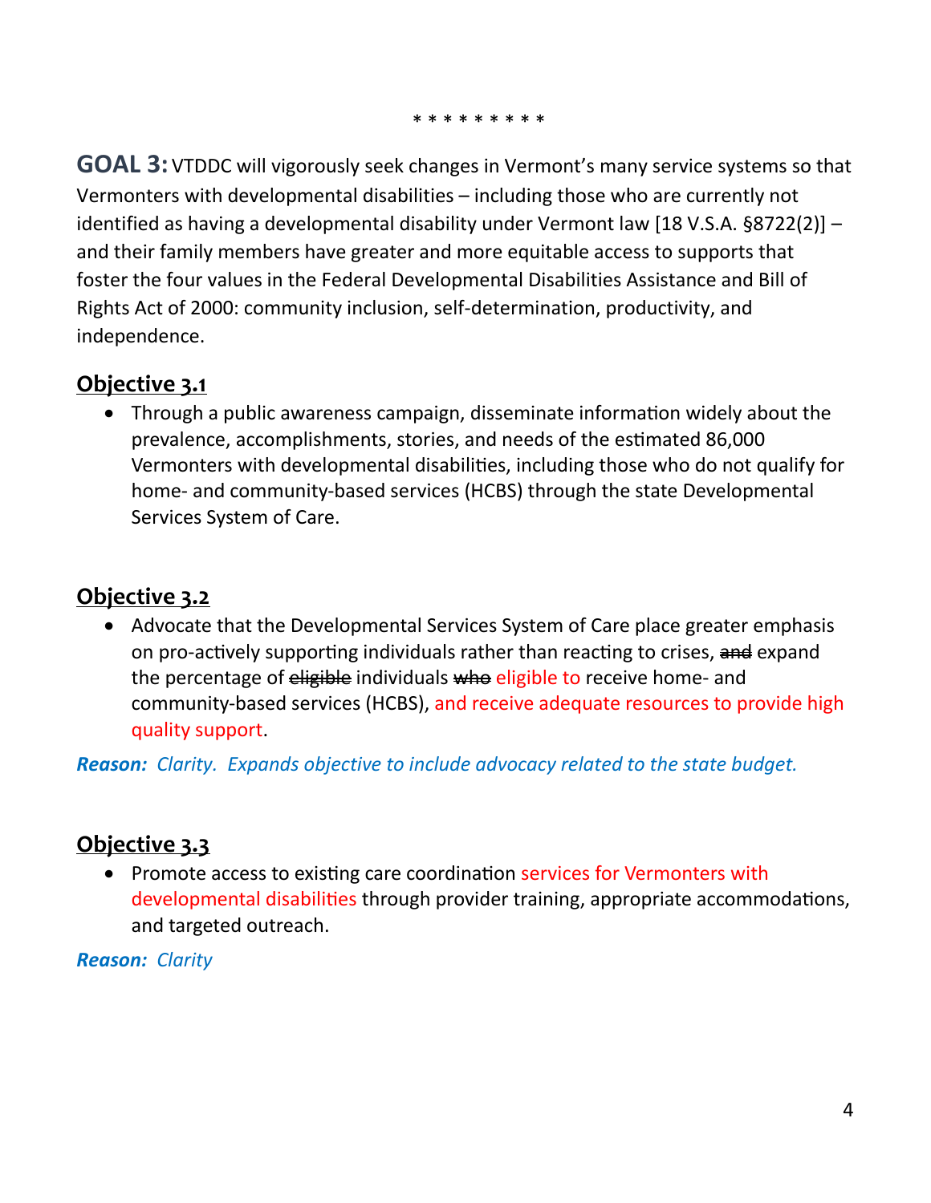\* \* \* \* \* \* \* \* \*

**GOAL 3:** VTDDC will vigorously seek changes in Vermont's many service systems so that Vermonters with developmental disabilities – including those who are currently not identified as having a developmental disability under Vermont law [18 V.S.A. §8722(2)] – and their family members have greater and more equitable access to supports that foster the four values in the Federal Developmental Disabilities Assistance and Bill of Rights Act of 2000: community inclusion, self-determination, productivity, and independence.

## Objective 3.1

- Through a public awareness campaign, disseminate information widely about the prevalence, accomplishments, stories, and needs of the estimated 86,000 Vermonters with developmental disabilities, including those who do not qualify for home- and community-based services (HCBS) through the state Developmental Services System of Care.

## Objective 3.2

- Advocate that the Developmental Services System of Care place greater emphasis on pro-actively supporting individuals rather than reacting to crises, ~~and~~ expand the percentage of ~~eligible~~ individuals ~~who~~ eligible to receive home- and community-based services (HCBS), and receive adequate resources to provide high quality support.

***Reason:*** *Clarity. Expands objective to include advocacy related to the state budget.*

## Objective 3.3

- Promote access to existing care coordination services for Vermonters with developmental disabilities through provider training, appropriate accommodations, and targeted outreach.

***Reason:*** *Clarity*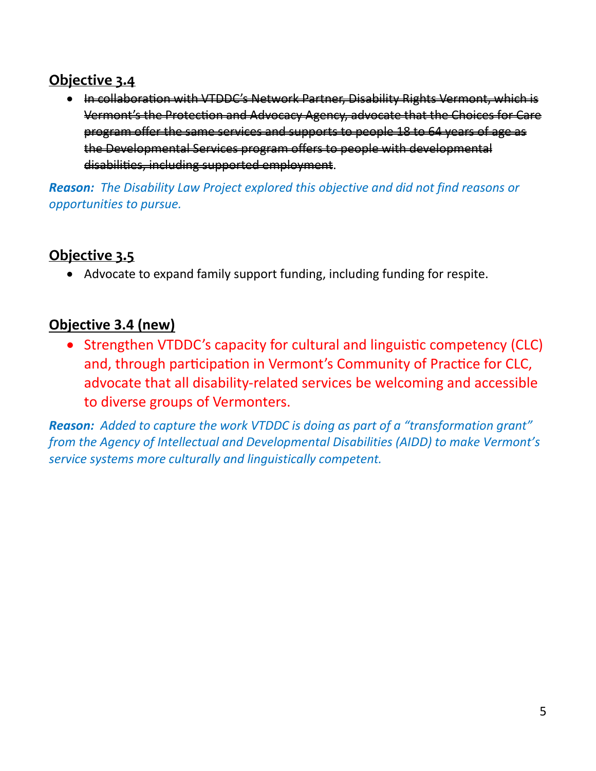**Objective 3.4**

- ~~In collaboration with VTDDC's Network Partner, Disability Rights Vermont, which is Vermont's the Protection and Advocacy Agency, advocate that the Choices for Care program offer the same services and supports to people 18 to 64 years of age as the Developmental Services program offers to people with developmental disabilities, including supported employment~~.

***Reason:*** *The Disability Law Project explored this objective and did not find reasons or opportunities to pursue.*

**Objective 3.5**

- Advocate to expand family support funding, including funding for respite.

**Objective 3.4 (new)**

- Strengthen VTDDC's capacity for cultural and linguistic competency (CLC) and, through participation in Vermont's Community of Practice for CLC, advocate that all disability-related services be welcoming and accessible to diverse groups of Vermonters.

***Reason:*** *Added to capture the work VTDDC is doing as part of a "transformation grant" from the Agency of Intellectual and Developmental Disabilities (AIDD) to make Vermont's service systems more culturally and linguistically competent.*